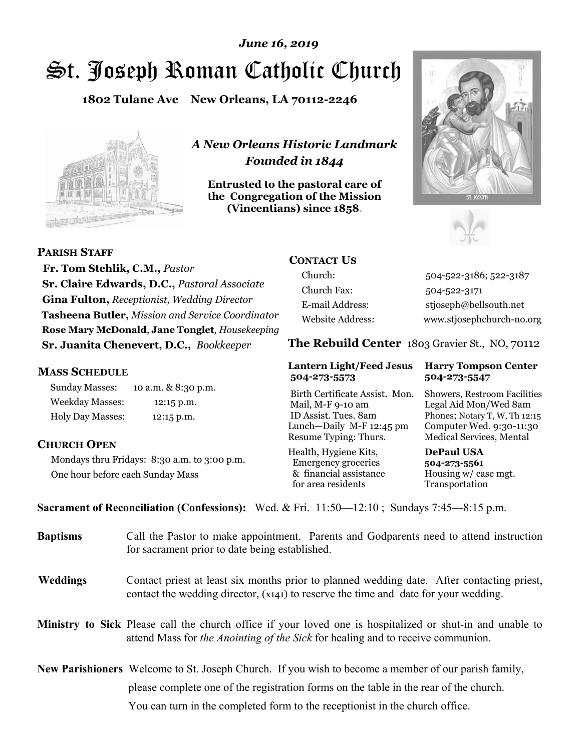*June 16, 2019*

# St. Joseph Roman Catholic Church

**1802 Tulane Ave New Orleans, LA 70112-2246**

*A New Orleans Historic Landmark*
*Founded in 1844*

**Entrusted to the pastoral care of the Congregation of the Mission (Vincentians) since 1858.**

## PARISH STAFF

**Fr. Tom Stehlik, C.M.,** *Pastor*
**Sr. Claire Edwards, D.C.,** *Pastoral Associate*
**Gina Fulton,** *Receptionist, Wedding Director*
**Tasheena Butler,** *Mission and Service Coordinator*
**Rose Mary McDonald**, **Jane Tonglet**, *Housekeeping*
**Sr. Juanita Chenevert, D.C.,** *Bookkeeper*

## MASS SCHEDULE

| | |
|---|---|
| Sunday Masses: | 10 a.m. & 8:30 p.m. |
| Weekday Masses: | 12:15 p.m. |
| Holy Day Masses: | 12:15 p.m. |

## CHURCH OPEN

Mondays thru Fridays: 8:30 a.m. to 3:00 p.m.
One hour before each Sunday Mass

## CONTACT US

| | |
|---|---|
| Church: | 504-522-3186; 522-3187 |
| Church Fax: | 504-522-3171 |
| E-mail Address: | stjoseph@bellsouth.net |
| Website Address: | www.stjosephchurch-no.org |

## The Rebuild Center 1803 Gravier St., NO, 70112

| Lantern Light/Feed Jesus 504-273-5573 | Harry Tompson Center 504-273-5547 |
|---|---|
| Birth Certificate Assist. Mon. Mail, M-F 9-10 am ID Assist. Tues. 8am Lunch—Daily M-F 12:45 pm Resume Typing: Thurs. | Showers, Restroom Facilities Legal Aid Mon/Wed 8am Phones; Notary T, W, Th 12:15 Computer Wed. 9:30-11:30 Medical Services, Mental |
| Health, Hygiene Kits, Emergency groceries & financial assistance for area residents | **DePaul USA 504-273-5561** Housing w/ case mgt. Transportation |

**Sacrament of Reconciliation (Confessions):** Wed. & Fri. 11:50—12:10 ; Sundays 7:45—8:15 p.m.

**Baptisms** Call the Pastor to make appointment. Parents and Godparents need to attend instruction for sacrament prior to date being established.

**Weddings** Contact priest at least six months prior to planned wedding date. After contacting priest, contact the wedding director, (x141) to reserve the time and date for your wedding.

**Ministry to Sick** Please call the church office if your loved one is hospitalized or shut-in and unable to attend Mass for *the Anointing of the Sick* for healing and to receive communion.

**New Parishioners** Welcome to St. Joseph Church. If you wish to become a member of our parish family, please complete one of the registration forms on the table in the rear of the church. You can turn in the completed form to the receptionist in the church office.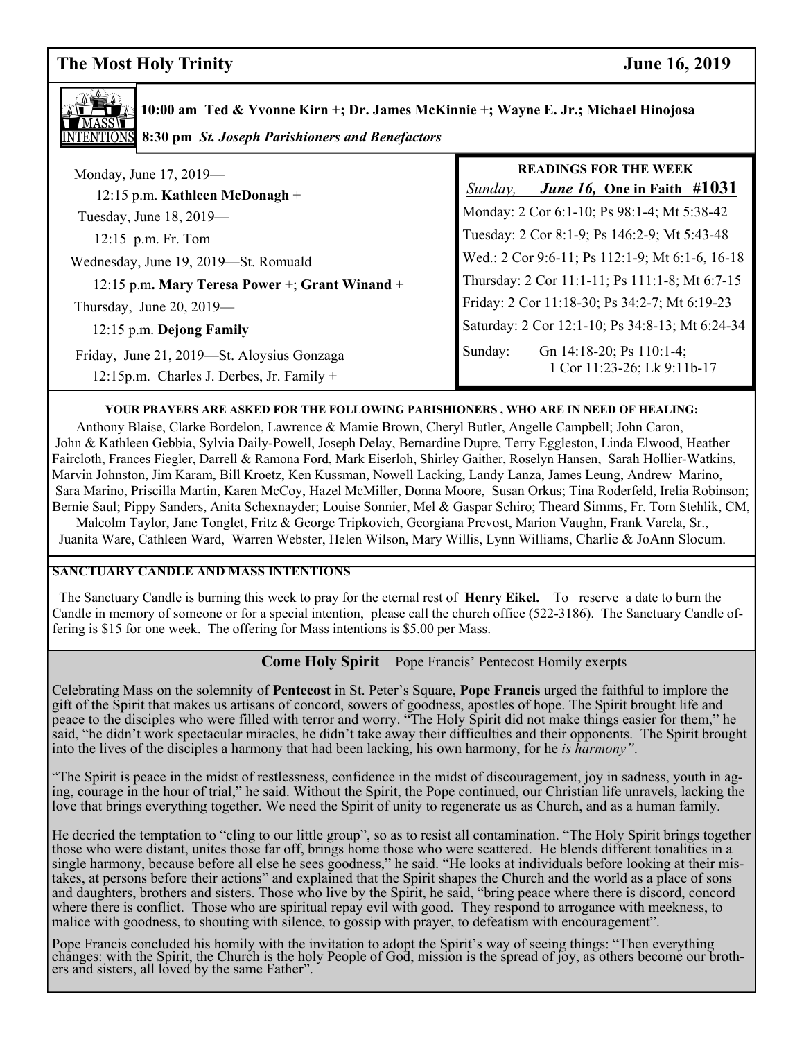## The Most Holy Trinity — June 16, 2019

### MASS INTENTIONS

**10:00 am Ted & Yvonne Kirn +; Dr. James McKinnie +; Wayne E. Jr.; Michael Hinojosa**

**8:30 pm** ***St. Joseph Parishioners and Benefactors***

Monday, June 17, 2019—
12:15 p.m. **Kathleen McDonagh** +

Tuesday, June 18, 2019—
12:15 p.m. Fr. Tom

Wednesday, June 19, 2019—St. Romuald
12:15 p.m**. Mary Teresa Power** +; **Grant Winand** +

Thursday, June 20, 2019—
12:15 p.m. **Dejong Family**

Friday, June 21, 2019—St. Aloysius Gonzaga
12:15p.m. Charles J. Derbes, Jr. Family +

### READINGS FOR THE WEEK

*Sunday,* ***June 16,*** **One in Faith #1031**

Monday: 2 Cor 6:1-10; Ps 98:1-4; Mt 5:38-42

Tuesday: 2 Cor 8:1-9; Ps 146:2-9; Mt 5:43-48

Wed.: 2 Cor 9:6-11; Ps 112:1-9; Mt 6:1-6, 16-18

Thursday: 2 Cor 11:1-11; Ps 111:1-8; Mt 6:7-15

Friday: 2 Cor 11:18-30; Ps 34:2-7; Mt 6:19-23

Saturday: 2 Cor 12:1-10; Ps 34:8-13; Mt 6:24-34

Sunday: Gn 14:18-20; Ps 110:1-4; 1 Cor 11:23-26; Lk 9:11b-17

### YOUR PRAYERS ARE ASKED FOR THE FOLLOWING PARISHIONERS , WHO ARE IN NEED OF HEALING:

Anthony Blaise, Clarke Bordelon, Lawrence & Mamie Brown, Cheryl Butler, Angelle Campbell; John Caron, John & Kathleen Gebbia, Sylvia Daily-Powell, Joseph Delay, Bernardine Dupre, Terry Eggleston, Linda Elwood, Heather Faircloth, Frances Fiegler, Darrell & Ramona Ford, Mark Eiserloh, Shirley Gaither, Roselyn Hansen, Sarah Hollier-Watkins, Marvin Johnston, Jim Karam, Bill Kroetz, Ken Kussman, Nowell Lacking, Landy Lanza, James Leung, Andrew Marino, Sara Marino, Priscilla Martin, Karen McCoy, Hazel McMiller, Donna Moore, Susan Orkus; Tina Roderfeld, Irelia Robinson; Bernie Saul; Pippy Sanders, Anita Schexnayder; Louise Sonnier, Mel & Gaspar Schiro; Theard Simms, Fr. Tom Stehlik, CM, Malcolm Taylor, Jane Tonglet, Fritz & George Tripkovich, Georgiana Prevost, Marion Vaughn, Frank Varela, Sr., Juanita Ware, Cathleen Ward, Warren Webster, Helen Wilson, Mary Willis, Lynn Williams, Charlie & JoAnn Slocum.

### SANCTUARY CANDLE AND MASS INTENTIONS

The Sanctuary Candle is burning this week to pray for the eternal rest of **Henry Eikel.** To reserve a date to burn the Candle in memory of someone or for a special intention, please call the church office (522-3186). The Sanctuary Candle offering is $15 for one week. The offering for Mass intentions is $5.00 per Mass.

### Come Holy Spirit — Pope Francis' Pentecost Homily exerpts

Celebrating Mass on the solemnity of **Pentecost** in St. Peter's Square, **Pope Francis** urged the faithful to implore the gift of the Spirit that makes us artisans of concord, sowers of goodness, apostles of hope. The Spirit brought life and peace to the disciples who were filled with terror and worry. "The Holy Spirit did not make things easier for them," he said, "he didn't work spectacular miracles, he didn't take away their difficulties and their opponents. The Spirit brought into the lives of the disciples a harmony that had been lacking, his own harmony, for he *is harmony"*.

"The Spirit is peace in the midst of restlessness, confidence in the midst of discouragement, joy in sadness, youth in aging, courage in the hour of trial," he said. Without the Spirit, the Pope continued, our Christian life unravels, lacking the love that brings everything together. We need the Spirit of unity to regenerate us as Church, and as a human family.

He decried the temptation to "cling to our little group", so as to resist all contamination. "The Holy Spirit brings together those who were distant, unites those far off, brings home those who were scattered. He blends different tonalities in a single harmony, because before all else he sees goodness," he said. "He looks at individuals before looking at their mistakes, at persons before their actions" and explained that the Spirit shapes the Church and the world as a place of sons and daughters, brothers and sisters. Those who live by the Spirit, he said, "bring peace where there is discord, concord where there is conflict. Those who are spiritual repay evil with good. They respond to arrogance with meekness, to malice with goodness, to shouting with silence, to gossip with prayer, to defeatism with encouragement".

Pope Francis concluded his homily with the invitation to adopt the Spirit's way of seeing things: "Then everything changes: with the Spirit, the Church is the holy People of God, mission is the spread of joy, as others become our brothers and sisters, all loved by the same Father".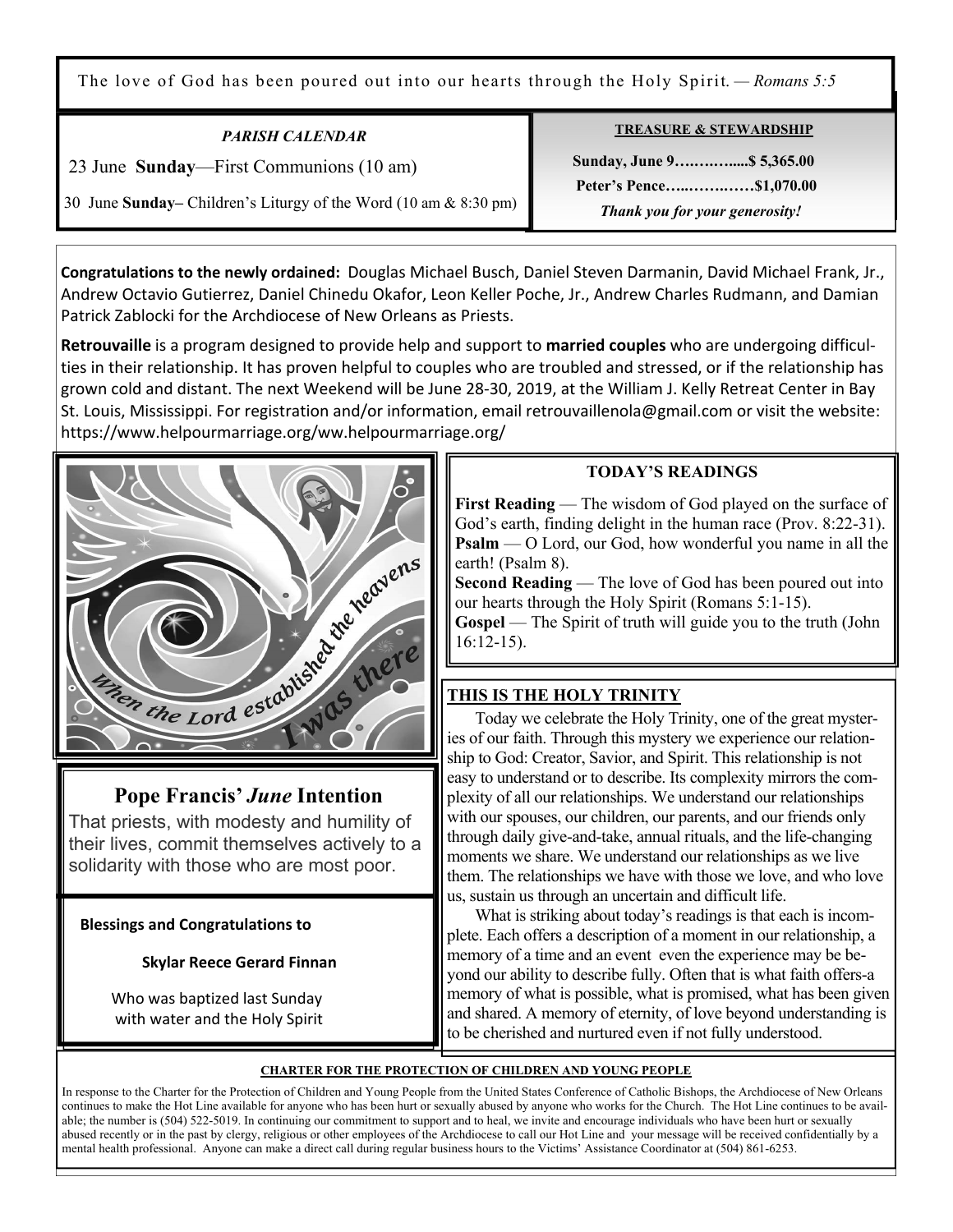The love of God has been poured out into our hearts through the Holy Spirit. — *Romans 5:5*

***PARISH CALENDAR***

23 June **Sunday**—First Communions (10 am)

30 June **Sunday**– Children's Liturgy of the Word (10 am & 8:30 pm)

**TREASURE & STEWARDSHIP**

**Sunday, June 9…….…….....$ 5,365.00**

**Peter's Pence…..…….……$1,070.00**

***Thank you for your generosity!***

**Congratulations to the newly ordained:** Douglas Michael Busch, Daniel Steven Darmanin, David Michael Frank, Jr., Andrew Octavio Gutierrez, Daniel Chinedu Okafor, Leon Keller Poche, Jr., Andrew Charles Rudmann, and Damian Patrick Zablocki for the Archdiocese of New Orleans as Priests.

**Retrouvaille** is a program designed to provide help and support to **married couples** who are undergoing difficulties in their relationship. It has proven helpful to couples who are troubled and stressed, or if the relationship has grown cold and distant. The next Weekend will be June 28-30, 2019, at the William J. Kelly Retreat Center in Bay St. Louis, Mississippi. For registration and/or information, email retrouvaillenola@gmail.com or visit the website: https://www.helpourmarriage.org/ww.helpourmarriage.org/

## Pope Francis' *June* Intention

That priests, with modesty and humility of their lives, commit themselves actively to a solidarity with those who are most poor.

**Blessings and Congratulations to**

**Skylar Reece Gerard Finnan**

Who was baptized last Sunday with water and the Holy Spirit

## TODAY'S READINGS

**First Reading** — The wisdom of God played on the surface of God's earth, finding delight in the human race (Prov. 8:22-31).
**Psalm** — O Lord, our God, how wonderful you name in all the earth! (Psalm 8).
**Second Reading** — The love of God has been poured out into our hearts through the Holy Spirit (Romans 5:1-15).
**Gospel** — The Spirit of truth will guide you to the truth (John 16:12-15).

## THIS IS THE HOLY TRINITY

Today we celebrate the Holy Trinity, one of the great mysteries of our faith. Through this mystery we experience our relationship to God: Creator, Savior, and Spirit. This relationship is not easy to understand or to describe. Its complexity mirrors the complexity of all our relationships. We understand our relationships with our spouses, our children, our parents, and our friends only through daily give-and-take, annual rituals, and the life-changing moments we share. We understand our relationships as we live them. The relationships we have with those we love, and who love us, sustain us through an uncertain and difficult life.

What is striking about today's readings is that each is incomplete. Each offers a description of a moment in our relationship, a memory of a time and an event even the experience may be beyond our ability to describe fully. Often that is what faith offers-a memory of what is possible, what is promised, what has been given and shared. A memory of eternity, of love beyond understanding is to be cherished and nurtured even if not fully understood.

**CHARTER FOR THE PROTECTION OF CHILDREN AND YOUNG PEOPLE**

In response to the Charter for the Protection of Children and Young People from the United States Conference of Catholic Bishops, the Archdiocese of New Orleans continues to make the Hot Line available for anyone who has been hurt or sexually abused by anyone who works for the Church. The Hot Line continues to be available; the number is (504) 522-5019. In continuing our commitment to support and to heal, we invite and encourage individuals who have been hurt or sexually abused recently or in the past by clergy, religious or other employees of the Archdiocese to call our Hot Line and your message will be received confidentially by a mental health professional. Anyone can make a direct call during regular business hours to the Victims' Assistance Coordinator at (504) 861-6253.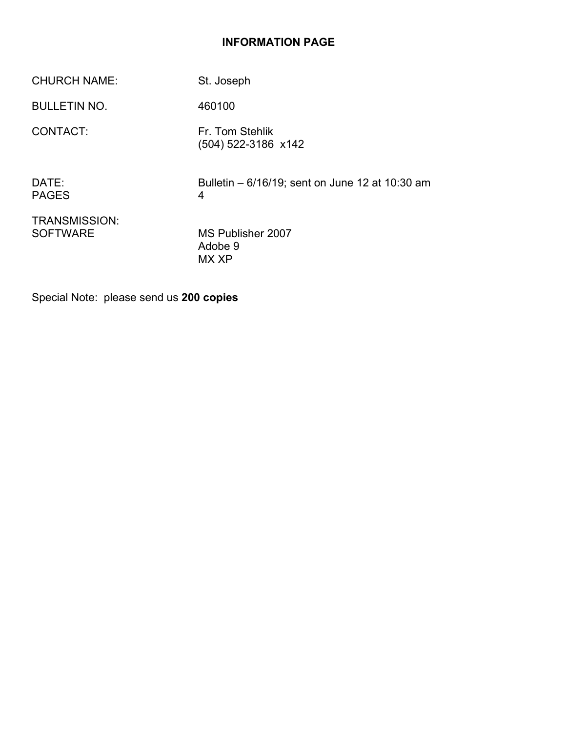# INFORMATION PAGE

| | |
|---|---|
| CHURCH NAME: | St. Joseph |
| BULLETIN NO. | 460100 |
| CONTACT: | Fr. Tom Stehlik<br>(504) 522-3186 x142 |
| DATE:<br>PAGES | Bulletin – 6/16/19; sent on June 12 at 10:30 am<br>4 |
| TRANSMISSION:<br>SOFTWARE | MS Publisher 2007<br>Adobe 9<br>MX XP |

Special Note: please send us **200 copies**